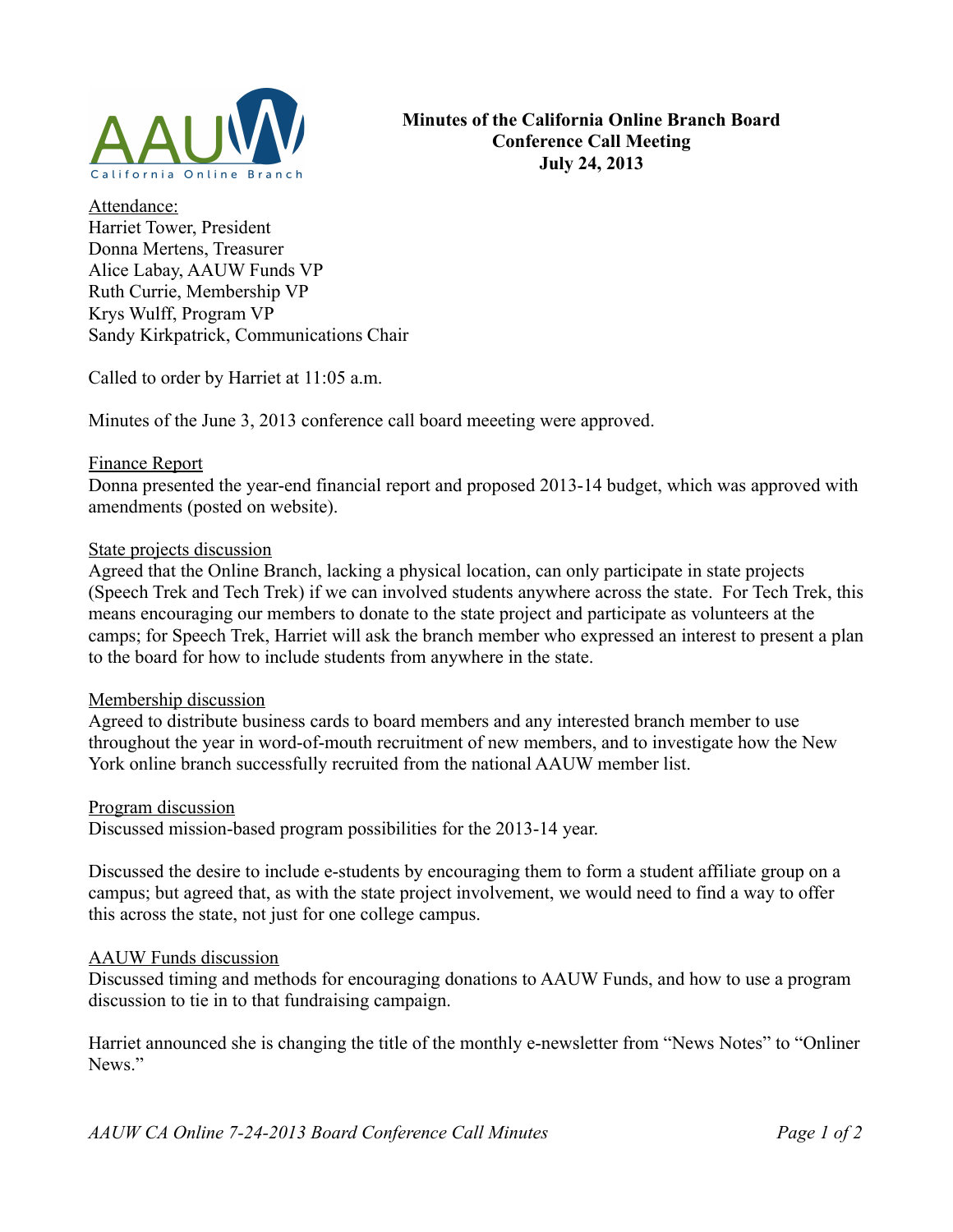AAUW California Online Branch

**Minutes of the California Online Branch Board Conference Call Meeting July 24, 2013**

Attendance:
Harriet Tower, President
Donna Mertens, Treasurer
Alice Labay, AAUW Funds VP
Ruth Currie, Membership VP
Krys Wulff, Program VP
Sandy Kirkpatrick, Communications Chair

Called to order by Harriet at 11:05 a.m.

Minutes of the June 3, 2013 conference call board meeeting were approved.

Finance Report
Donna presented the year-end financial report and proposed 2013-14 budget, which was approved with amendments (posted on website).

State projects discussion
Agreed that the Online Branch, lacking a physical location, can only participate in state projects (Speech Trek and Tech Trek) if we can involved students anywhere across the state. For Tech Trek, this means encouraging our members to donate to the state project and participate as volunteers at the camps; for Speech Trek, Harriet will ask the branch member who expressed an interest to present a plan to the board for how to include students from anywhere in the state.

Membership discussion
Agreed to distribute business cards to board members and any interested branch member to use throughout the year in word-of-mouth recruitment of new members, and to investigate how the New York online branch successfully recruited from the national AAUW member list.

Program discussion
Discussed mission-based program possibilities for the 2013-14 year.

Discussed the desire to include e-students by encouraging them to form a student affiliate group on a campus; but agreed that, as with the state project involvement, we would need to find a way to offer this across the state, not just for one college campus.

AAUW Funds discussion
Discussed timing and methods for encouraging donations to AAUW Funds, and how to use a program discussion to tie in to that fundraising campaign.

Harriet announced she is changing the title of the monthly e-newsletter from "News Notes" to "Onliner News."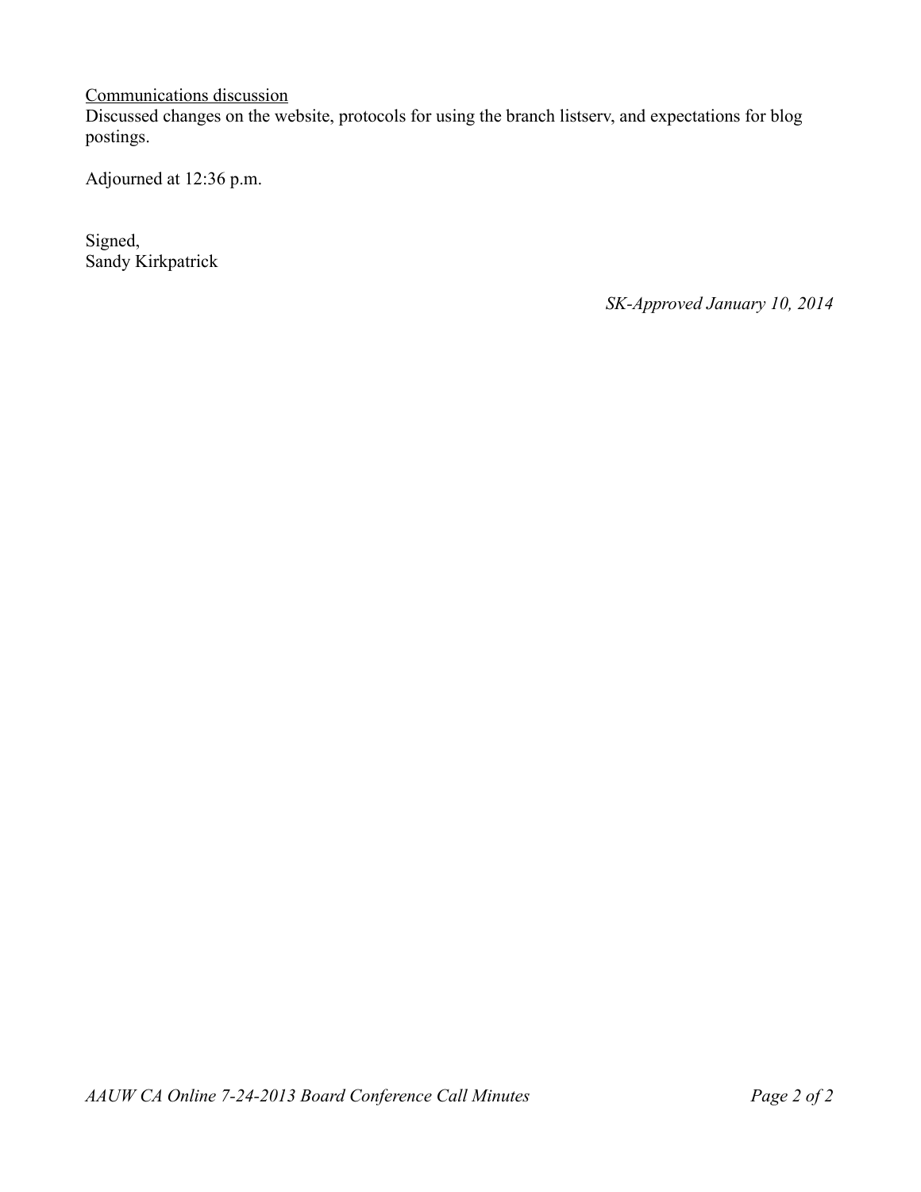Communications discussion

Discussed changes on the website, protocols for using the branch listserv, and expectations for blog postings.

Adjourned at 12:36 p.m.

Signed,
Sandy Kirkpatrick

*SK-Approved January 10, 2014*